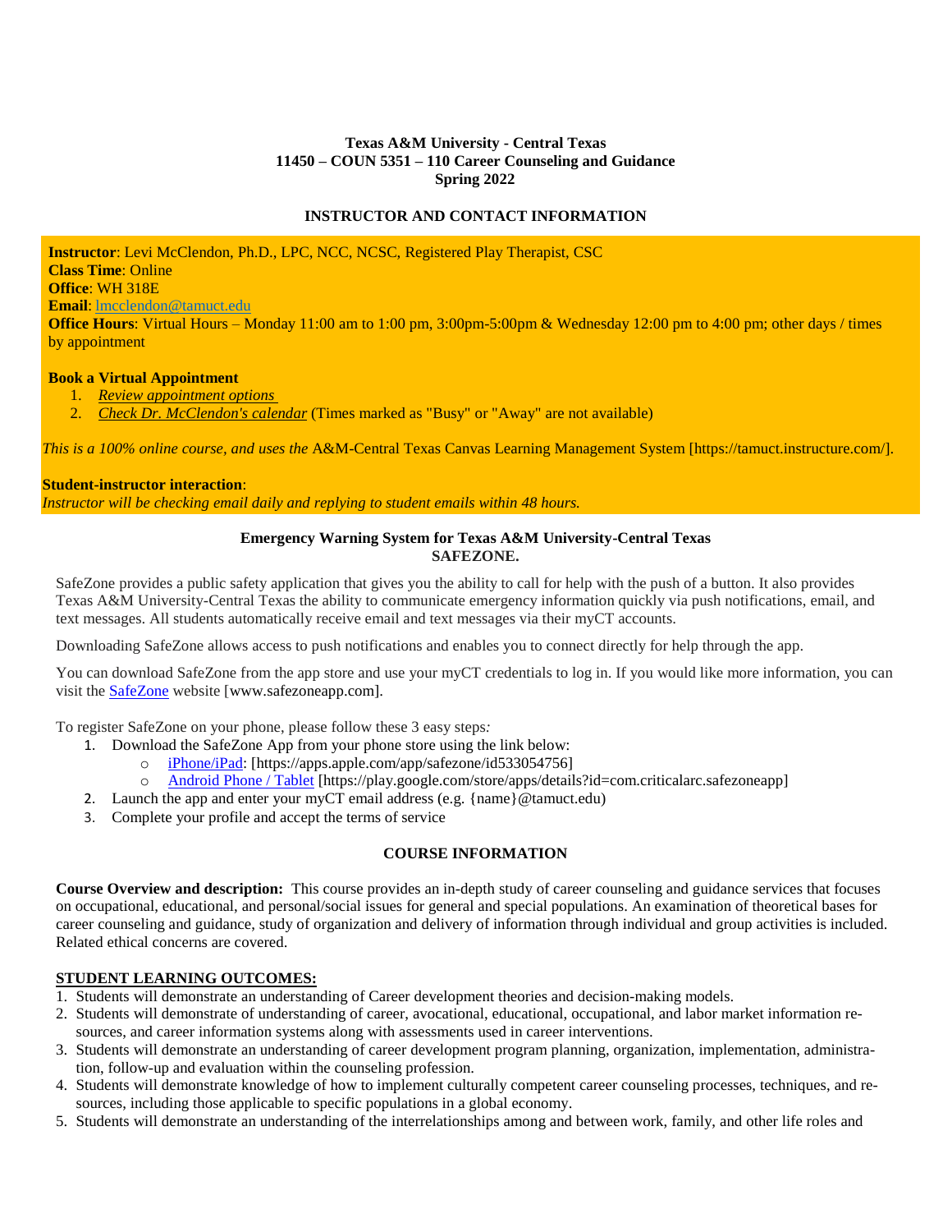**Texas A&M University - Central Texas**
**11450 – COUN 5351 – 110 Career Counseling and Guidance**
**Spring 2022**

## INSTRUCTOR AND CONTACT INFORMATION

**Instructor**: Levi McClendon, Ph.D., LPC, NCC, NCSC, Registered Play Therapist, CSC
**Class Time**: Online
**Office**: WH 318E
**Email**: lmcclendon@tamuct.edu
**Office Hours**: Virtual Hours – Monday 11:00 am to 1:00 pm, 3:00pm-5:00pm & Wednesday 12:00 pm to 4:00 pm; other days / times by appointment

**Book a Virtual Appointment**

1. *Review appointment options*
2. *Check Dr. McClendon's calendar* (Times marked as "Busy" or "Away" are not available)

*This is a 100% online course, and uses the* A&M-Central Texas Canvas Learning Management System [https://tamuct.instructure.com/].

**Student-instructor interaction**:
*Instructor will be checking email daily and replying to student emails within 48 hours.*

### Emergency Warning System for Texas A&M University-Central Texas
### SAFEZONE.

SafeZone provides a public safety application that gives you the ability to call for help with the push of a button. It also provides Texas A&M University-Central Texas the ability to communicate emergency information quickly via push notifications, email, and text messages. All students automatically receive email and text messages via their myCT accounts.

Downloading SafeZone allows access to push notifications and enables you to connect directly for help through the app.

You can download SafeZone from the app store and use your myCT credentials to log in. If you would like more information, you can visit the SafeZone website [www.safezoneapp.com].

To register SafeZone on your phone, please follow these 3 easy steps*:*

1. Download the SafeZone App from your phone store using the link below:
   - iPhone/iPad: [https://apps.apple.com/app/safezone/id533054756]
   - Android Phone / Tablet [https://play.google.com/store/apps/details?id=com.criticalarc.safezoneapp]
2. Launch the app and enter your myCT email address (e.g. {name}@tamuct.edu)
3. Complete your profile and accept the terms of service

## COURSE INFORMATION

**Course Overview and description:** This course provides an in-depth study of career counseling and guidance services that focuses on occupational, educational, and personal/social issues for general and special populations. An examination of theoretical bases for career counseling and guidance, study of organization and delivery of information through individual and group activities is included. Related ethical concerns are covered.

**STUDENT LEARNING OUTCOMES:**

1. Students will demonstrate an understanding of Career development theories and decision-making models.
2. Students will demonstrate of understanding of career, avocational, educational, occupational, and labor market information resources, and career information systems along with assessments used in career interventions.
3. Students will demonstrate an understanding of career development program planning, organization, implementation, administration, follow-up and evaluation within the counseling profession.
4. Students will demonstrate knowledge of how to implement culturally competent career counseling processes, techniques, and resources, including those applicable to specific populations in a global economy.
5. Students will demonstrate an understanding of the interrelationships among and between work, family, and other life roles and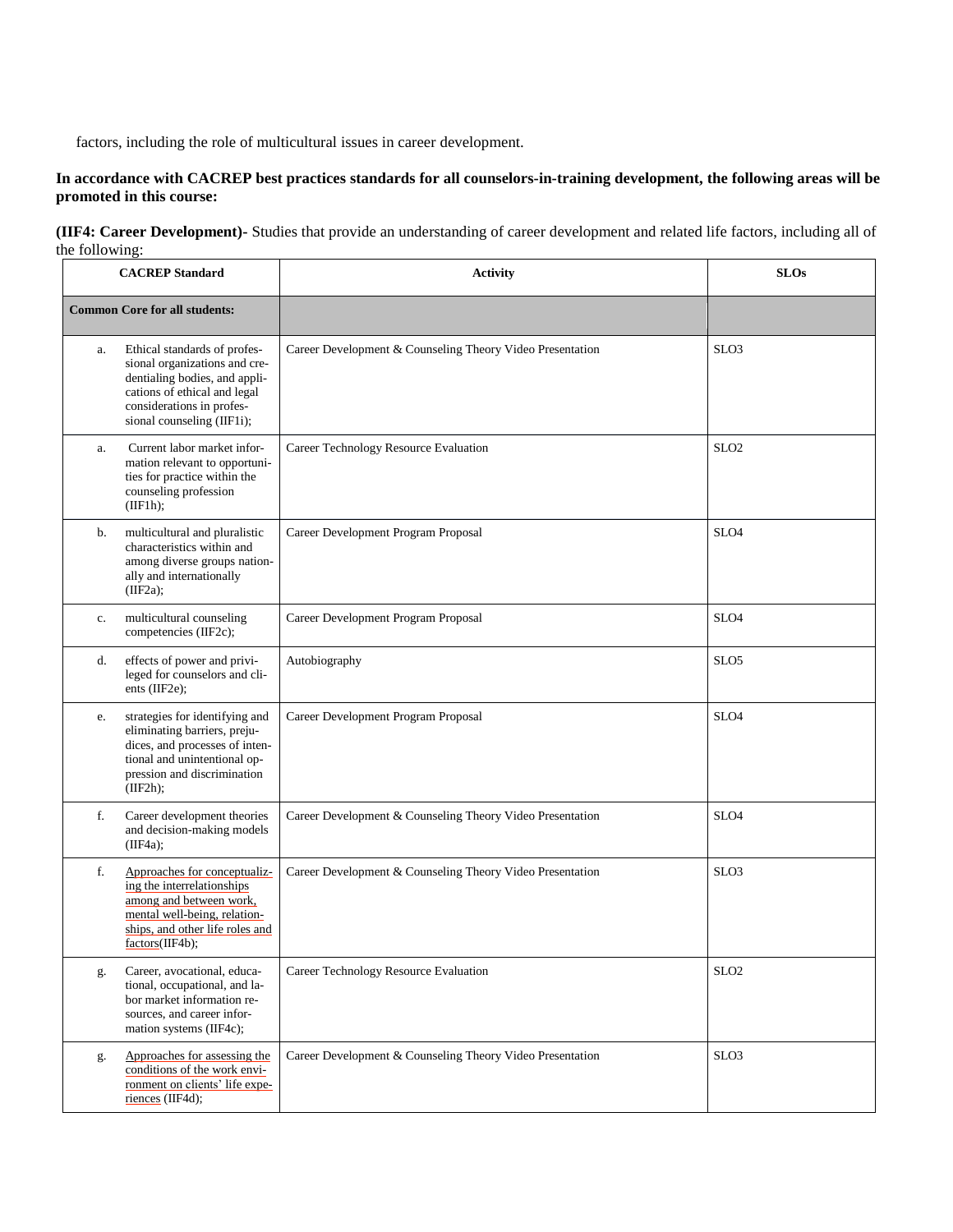factors, including the role of multicultural issues in career development.

**In accordance with CACREP best practices standards for all counselors-in-training development, the following areas will be promoted in this course:**

**(IIF4: Career Development)-** Studies that provide an understanding of career development and related life factors, including all of the following:

| CACREP Standard | Activity | SLOs |
|---|---|---|
| **Common Core for all students:** | | |
| a. Ethical standards of professional organizations and credentialing bodies, and applications of ethical and legal considerations in professional counseling (IIF1i); | Career Development & Counseling Theory Video Presentation | SLO3 |
| a. Current labor market information relevant to opportunities for practice within the counseling profession (IIF1h); | Career Technology Resource Evaluation | SLO2 |
| b. multicultural and pluralistic characteristics within and among diverse groups nationally and internationally (IIF2a); | Career Development Program Proposal | SLO4 |
| c. multicultural counseling competencies (IIF2c); | Career Development Program Proposal | SLO4 |
| d. effects of power and privileged for counselors and clients (IIF2e); | Autobiography | SLO5 |
| e. strategies for identifying and eliminating barriers, prejudices, and processes of intentional and unintentional oppression and discrimination (IIF2h); | Career Development Program Proposal | SLO4 |
| f. Career development theories and decision-making models (IIF4a); | Career Development & Counseling Theory Video Presentation | SLO4 |
| f. Approaches for conceptualizing the interrelationships among and between work, mental well-being, relationships, and other life roles and factors(IIF4b); | Career Development & Counseling Theory Video Presentation | SLO3 |
| g. Career, avocational, educational, occupational, and labor market information resources, and career information systems (IIF4c); | Career Technology Resource Evaluation | SLO2 |
| g. Approaches for assessing the conditions of the work environment on clients' life experiences (IIF4d); | Career Development & Counseling Theory Video Presentation | SLO3 |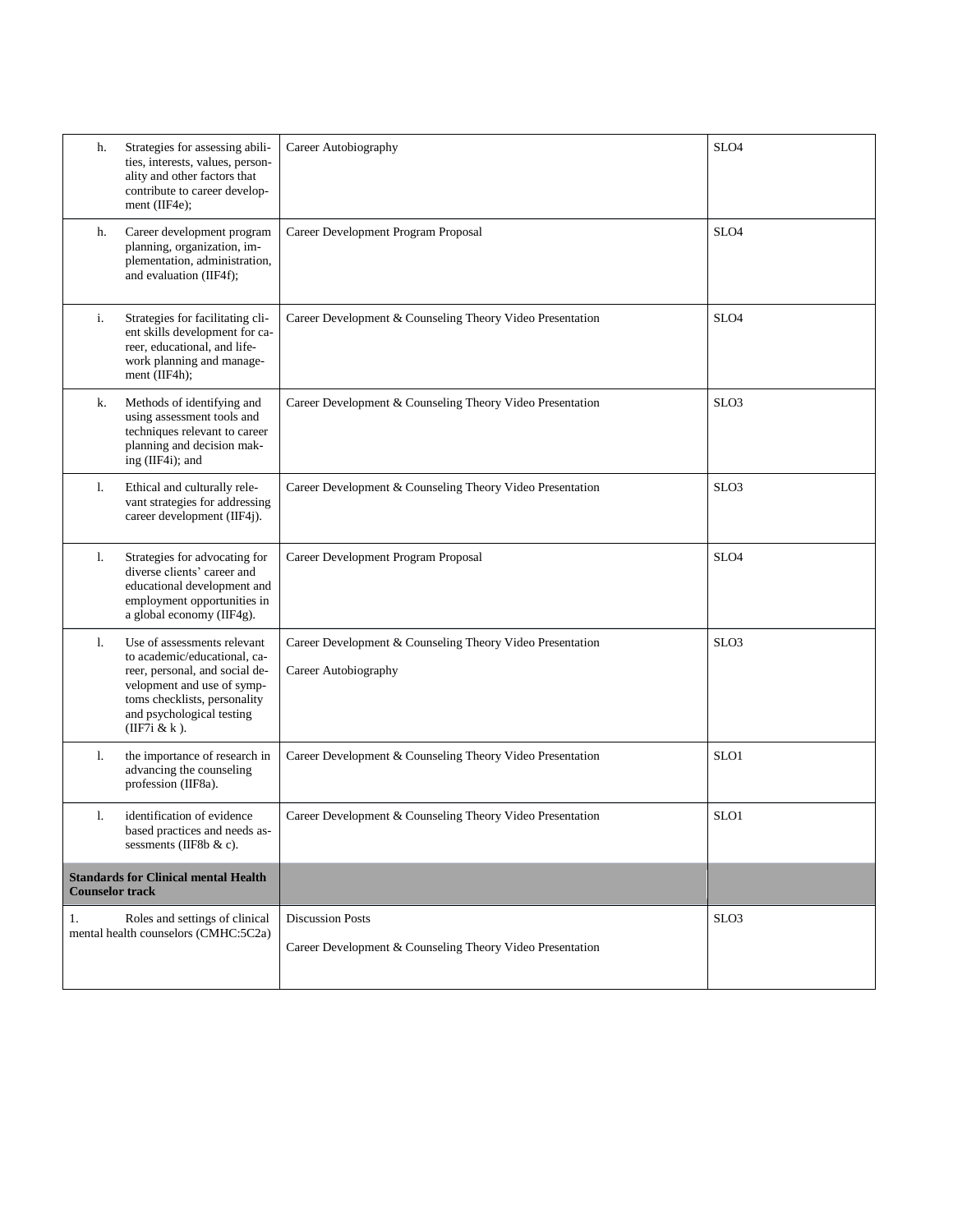| | | |
|---|---|---|
| h. Strategies for assessing abilities, interests, values, personality and other factors that contribute to career development (IIF4e); | Career Autobiography | SLO4 |
| h. Career development program planning, organization, implementation, administration, and evaluation (IIF4f); | Career Development Program Proposal | SLO4 |
| i. Strategies for facilitating client skills development for career, educational, and life-work planning and management (IIF4h); | Career Development & Counseling Theory Video Presentation | SLO4 |
| k. Methods of identifying and using assessment tools and techniques relevant to career planning and decision making (IIF4i); and | Career Development & Counseling Theory Video Presentation | SLO3 |
| l. Ethical and culturally relevant strategies for addressing career development (IIF4j). | Career Development & Counseling Theory Video Presentation | SLO3 |
| l. Strategies for advocating for diverse clients' career and educational development and employment opportunities in a global economy (IIF4g). | Career Development Program Proposal | SLO4 |
| l. Use of assessments relevant to academic/educational, career, personal, and social development and use of symptoms checklists, personality and psychological testing (IIF7i & k ). | Career Development & Counseling Theory Video Presentation<br><br>Career Autobiography | SLO3 |
| l. the importance of research in advancing the counseling profession (IIF8a). | Career Development & Counseling Theory Video Presentation | SLO1 |
| l. identification of evidence based practices and needs assessments (IIF8b & c). | Career Development & Counseling Theory Video Presentation | SLO1 |
| **Standards for Clinical mental Health Counselor track** | | |
| 1. Roles and settings of clinical mental health counselors (CMHC:5C2a) | Discussion Posts<br><br>Career Development & Counseling Theory Video Presentation | SLO3 |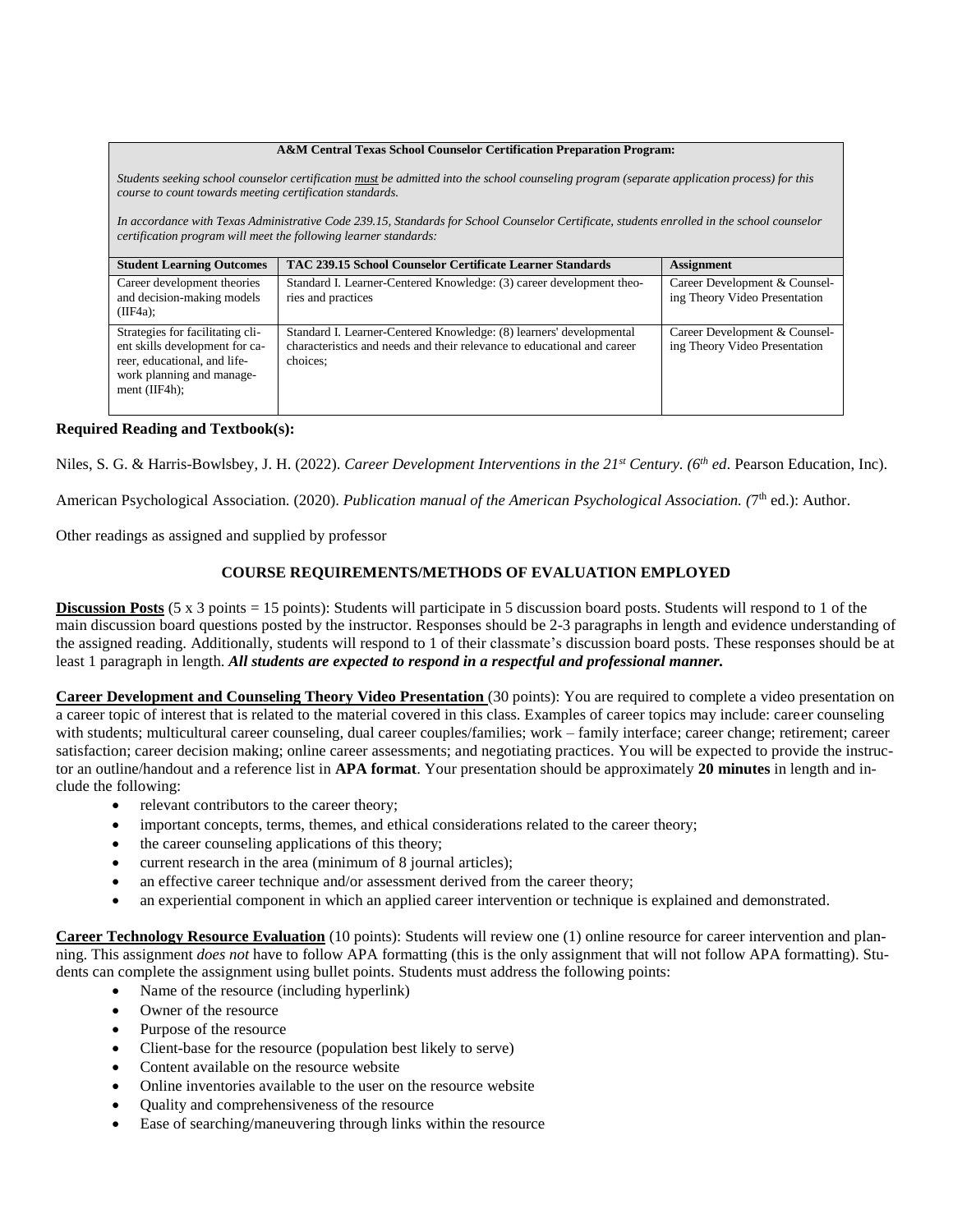**A&M Central Texas School Counselor Certification Preparation Program:**

*Students seeking school counselor certification must be admitted into the school counseling program (separate application process) for this course to count towards meeting certification standards.*

*In accordance with Texas Administrative Code 239.15, Standards for School Counselor Certificate, students enrolled in the school counselor certification program will meet the following learner standards:*

| Student Learning Outcomes | TAC 239.15 School Counselor Certificate Learner Standards | Assignment |
|---|---|---|
| Career development theories and decision-making models (IIF4a); | Standard I. Learner-Centered Knowledge: (3) career development theories and practices | Career Development & Counseling Theory Video Presentation |
| Strategies for facilitating client skills development for career, educational, and life-work planning and management (IIF4h); | Standard I. Learner-Centered Knowledge: (8) learners' developmental characteristics and needs and their relevance to educational and career choices; | Career Development & Counseling Theory Video Presentation |

**Required Reading and Textbook(s):**

Niles, S. G. & Harris-Bowlsbey, J. H. (2022). *Career Development Interventions in the 21st Century. (6th ed*. Pearson Education, Inc).

American Psychological Association. (2020). *Publication manual of the American Psychological Association. (*7th ed.): Author.

Other readings as assigned and supplied by professor

## COURSE REQUIREMENTS/METHODS OF EVALUATION EMPLOYED

**Discussion Posts** (5 x 3 points = 15 points): Students will participate in 5 discussion board posts. Students will respond to 1 of the main discussion board questions posted by the instructor. Responses should be 2-3 paragraphs in length and evidence understanding of the assigned reading. Additionally, students will respond to 1 of their classmate's discussion board posts. These responses should be at least 1 paragraph in length. ***All students are expected to respond in a respectful and professional manner.***

**Career Development and Counseling Theory Video Presentation** (30 points): You are required to complete a video presentation on a career topic of interest that is related to the material covered in this class. Examples of career topics may include: career counseling with students; multicultural career counseling, dual career couples/families; work – family interface; career change; retirement; career satisfaction; career decision making; online career assessments; and negotiating practices. You will be expected to provide the instructor an outline/handout and a reference list in **APA format**. Your presentation should be approximately **20 minutes** in length and include the following:

- relevant contributors to the career theory;
- important concepts, terms, themes, and ethical considerations related to the career theory;
- the career counseling applications of this theory;
- current research in the area (minimum of 8 journal articles);
- an effective career technique and/or assessment derived from the career theory;
- an experiential component in which an applied career intervention or technique is explained and demonstrated.

**Career Technology Resource Evaluation** (10 points): Students will review one (1) online resource for career intervention and planning. This assignment *does not* have to follow APA formatting (this is the only assignment that will not follow APA formatting). Students can complete the assignment using bullet points. Students must address the following points:

- Name of the resource (including hyperlink)
- Owner of the resource
- Purpose of the resource
- Client-base for the resource (population best likely to serve)
- Content available on the resource website
- Online inventories available to the user on the resource website
- Quality and comprehensiveness of the resource
- Ease of searching/maneuvering through links within the resource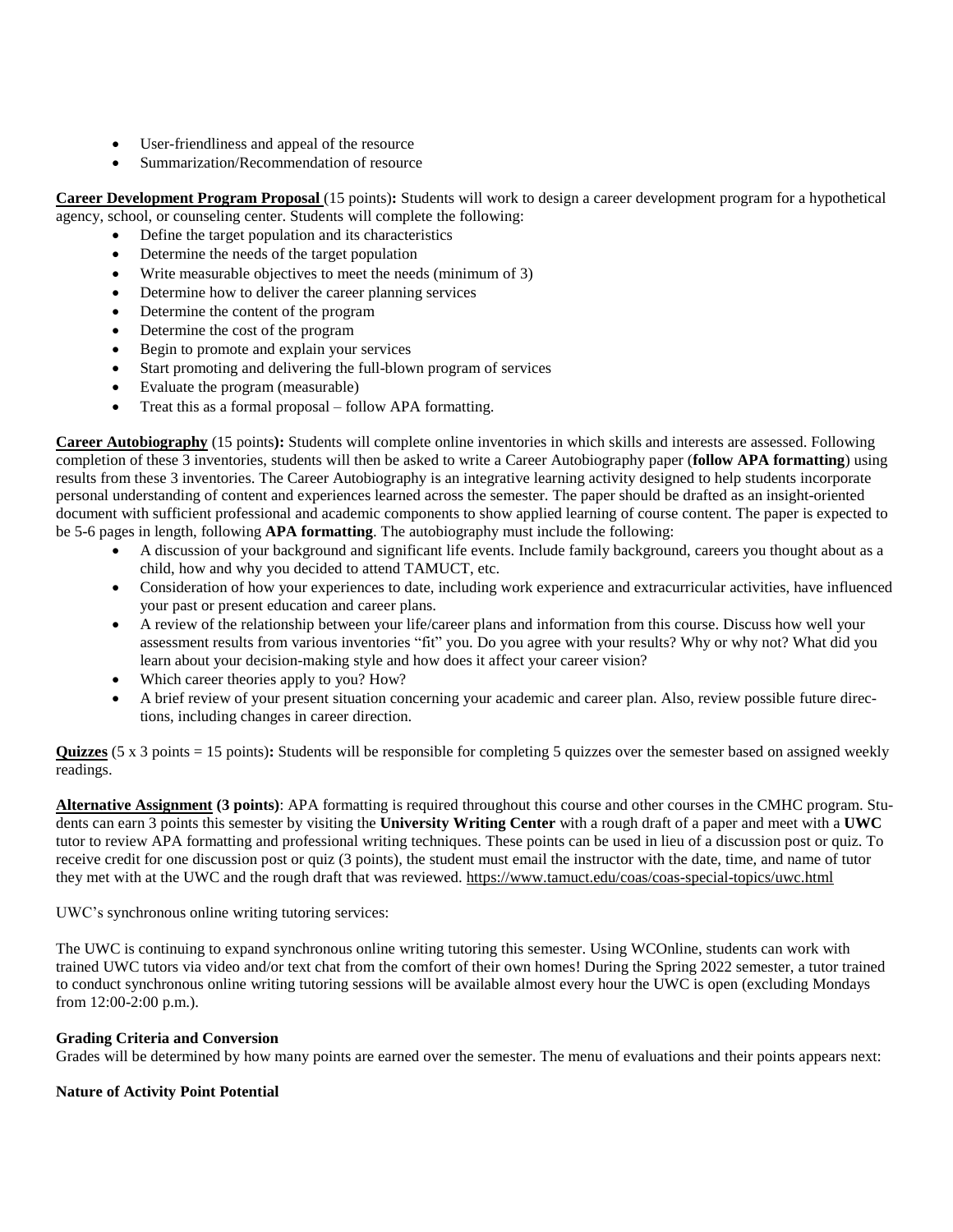- User-friendliness and appeal of the resource
- Summarization/Recommendation of resource

**Career Development Program Proposal** (15 points)**:** Students will work to design a career development program for a hypothetical agency, school, or counseling center. Students will complete the following:

- Define the target population and its characteristics
- Determine the needs of the target population
- Write measurable objectives to meet the needs (minimum of 3)
- Determine how to deliver the career planning services
- Determine the content of the program
- Determine the cost of the program
- Begin to promote and explain your services
- Start promoting and delivering the full-blown program of services
- Evaluate the program (measurable)
- Treat this as a formal proposal – follow APA formatting.

**Career Autobiography** (15 points)**:** Students will complete online inventories in which skills and interests are assessed. Following completion of these 3 inventories, students will then be asked to write a Career Autobiography paper (**follow APA formatting**) using results from these 3 inventories. The Career Autobiography is an integrative learning activity designed to help students incorporate personal understanding of content and experiences learned across the semester. The paper should be drafted as an insight-oriented document with sufficient professional and academic components to show applied learning of course content. The paper is expected to be 5-6 pages in length, following **APA formatting**. The autobiography must include the following:

- A discussion of your background and significant life events. Include family background, careers you thought about as a child, how and why you decided to attend TAMUCT, etc.
- Consideration of how your experiences to date, including work experience and extracurricular activities, have influenced your past or present education and career plans.
- A review of the relationship between your life/career plans and information from this course. Discuss how well your assessment results from various inventories "fit" you. Do you agree with your results? Why or why not? What did you learn about your decision-making style and how does it affect your career vision?
- Which career theories apply to you? How?
- A brief review of your present situation concerning your academic and career plan. Also, review possible future directions, including changes in career direction.

**Quizzes** (5 x 3 points = 15 points)**:** Students will be responsible for completing 5 quizzes over the semester based on assigned weekly readings.

**Alternative Assignment (3 points)**: APA formatting is required throughout this course and other courses in the CMHC program. Students can earn 3 points this semester by visiting the **University Writing Center** with a rough draft of a paper and meet with a **UWC** tutor to review APA formatting and professional writing techniques. These points can be used in lieu of a discussion post or quiz. To receive credit for one discussion post or quiz (3 points), the student must email the instructor with the date, time, and name of tutor they met with at the UWC and the rough draft that was reviewed. https://www.tamuct.edu/coas/coas-special-topics/uwc.html

UWC's synchronous online writing tutoring services:

The UWC is continuing to expand synchronous online writing tutoring this semester. Using WCOnline, students can work with trained UWC tutors via video and/or text chat from the comfort of their own homes! During the Spring 2022 semester, a tutor trained to conduct synchronous online writing tutoring sessions will be available almost every hour the UWC is open (excluding Mondays from 12:00-2:00 p.m.).

**Grading Criteria and Conversion**

Grades will be determined by how many points are earned over the semester. The menu of evaluations and their points appears next:

**Nature of Activity Point Potential**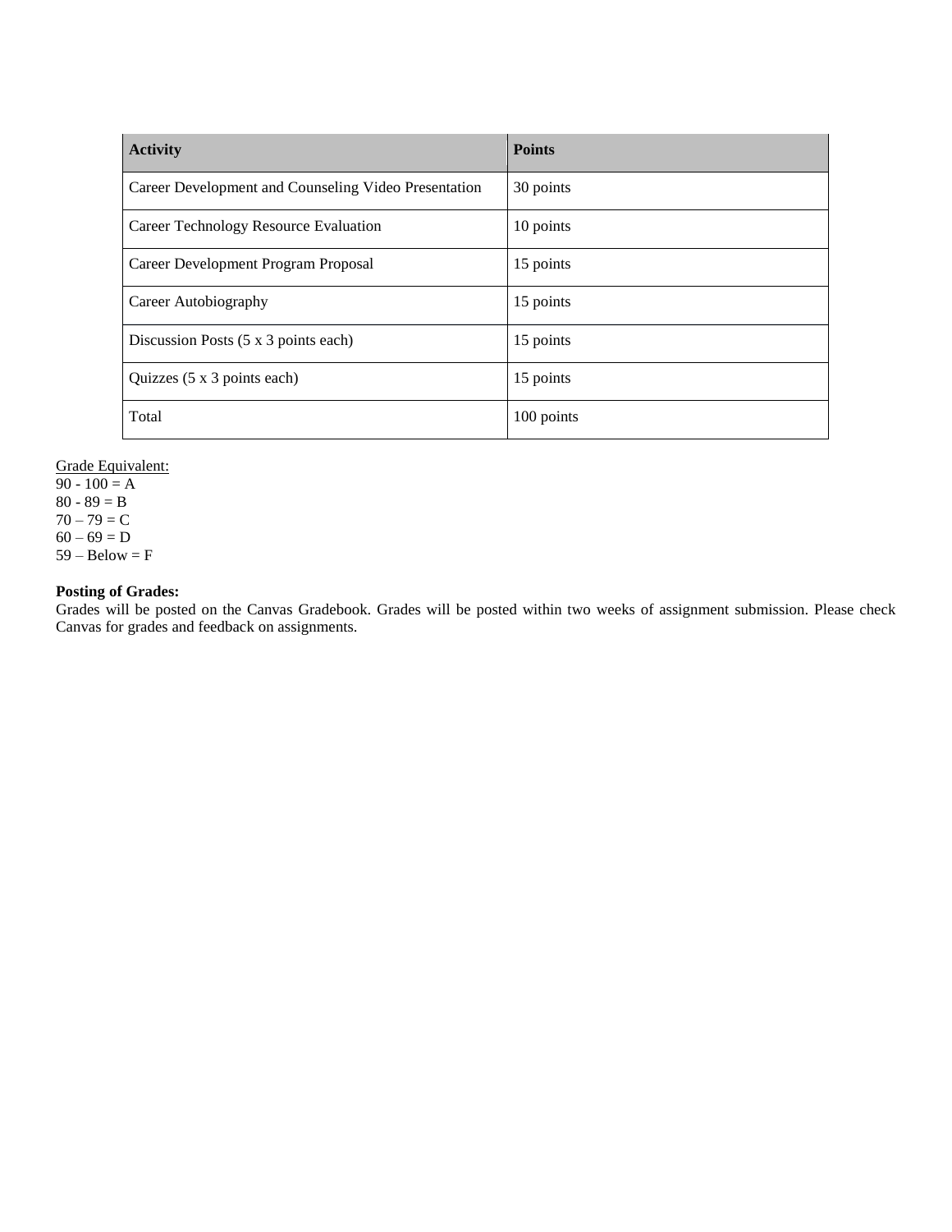| Activity | Points |
|---|---|
| Career Development and Counseling Video Presentation | 30 points |
| Career Technology Resource Evaluation | 10 points |
| Career Development Program Proposal | 15 points |
| Career Autobiography | 15 points |
| Discussion Posts (5 x 3 points each) | 15 points |
| Quizzes (5 x 3 points each) | 15 points |
| Total | 100 points |

Grade Equivalent:
90 - 100 = A
80 - 89 = B
70 – 79 = C
60 – 69 = D
59 – Below = F

**Posting of Grades:**
Grades will be posted on the Canvas Gradebook. Grades will be posted within two weeks of assignment submission. Please check Canvas for grades and feedback on assignments.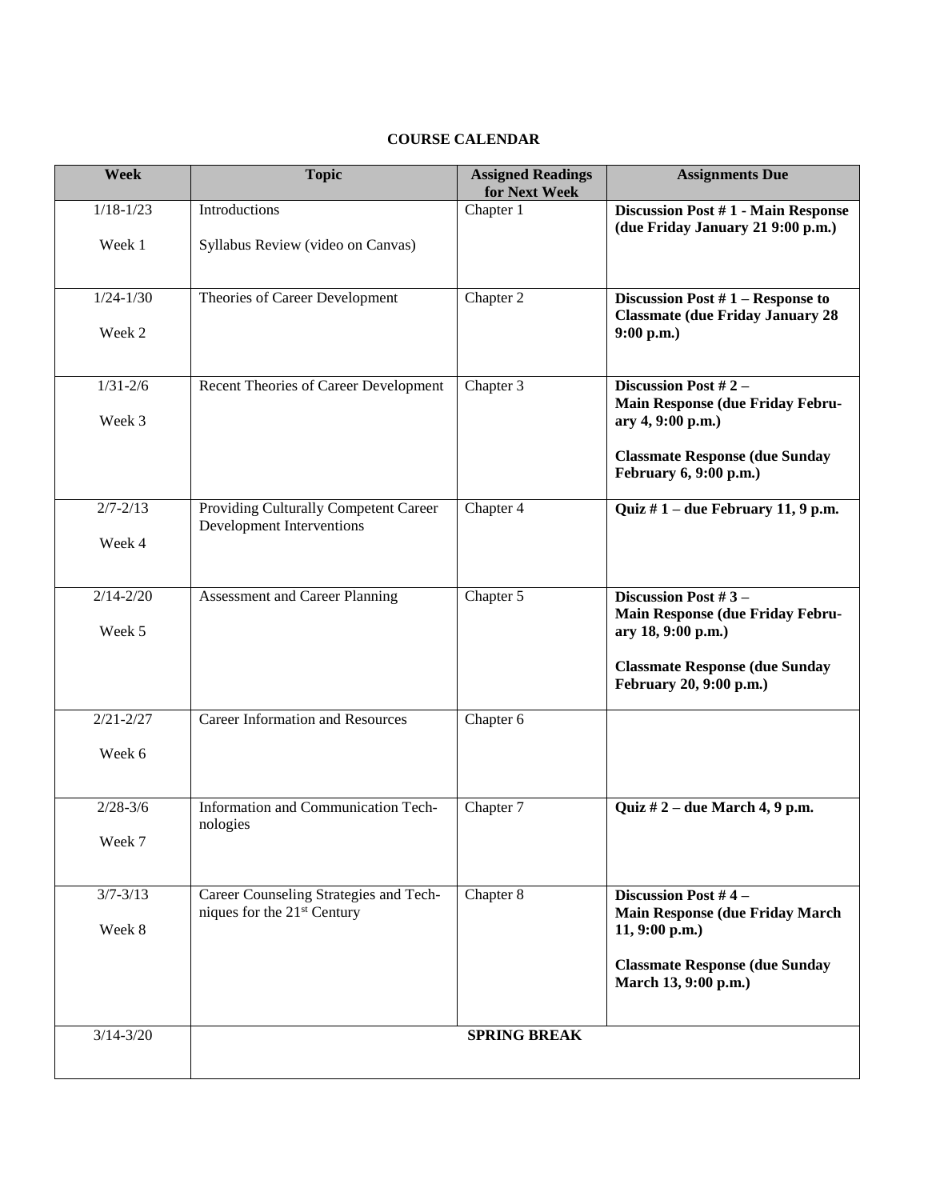**COURSE CALENDAR**

| Week | Topic | Assigned Readings for Next Week | Assignments Due |
|---|---|---|---|
| 1/18-1/23<br><br>Week 1 | Introductions<br><br>Syllabus Review (video on Canvas) | Chapter 1 | **Discussion Post # 1 - Main Response (due Friday January 21 9:00 p.m.)** |
| 1/24-1/30<br><br>Week 2 | Theories of Career Development | Chapter 2 | **Discussion Post # 1 – Response to Classmate (due Friday January 28 9:00 p.m.)** |
| 1/31-2/6<br><br>Week 3 | Recent Theories of Career Development | Chapter 3 | **Discussion Post # 2 – Main Response (due Friday February 4, 9:00 p.m.)**<br><br>**Classmate Response (due Sunday February 6, 9:00 p.m.)** |
| 2/7-2/13<br><br>Week 4 | Providing Culturally Competent Career Development Interventions | Chapter 4 | **Quiz # 1 – due February 11, 9 p.m.** |
| 2/14-2/20<br><br>Week 5 | Assessment and Career Planning | Chapter 5 | **Discussion Post # 3 – Main Response (due Friday February 18, 9:00 p.m.)**<br><br>**Classmate Response (due Sunday February 20, 9:00 p.m.)** |
| 2/21-2/27<br><br>Week 6 | Career Information and Resources | Chapter 6 | |
| 2/28-3/6<br><br>Week 7 | Information and Communication Technologies | Chapter 7 | **Quiz # 2 – due March 4, 9 p.m.** |
| 3/7-3/13<br><br>Week 8 | Career Counseling Strategies and Techniques for the 21st Century | Chapter 8 | **Discussion Post # 4 – Main Response (due Friday March 11, 9:00 p.m.)**<br><br>**Classmate Response (due Sunday March 13, 9:00 p.m.)** |
| 3/14-3/20 | **SPRING BREAK** | | |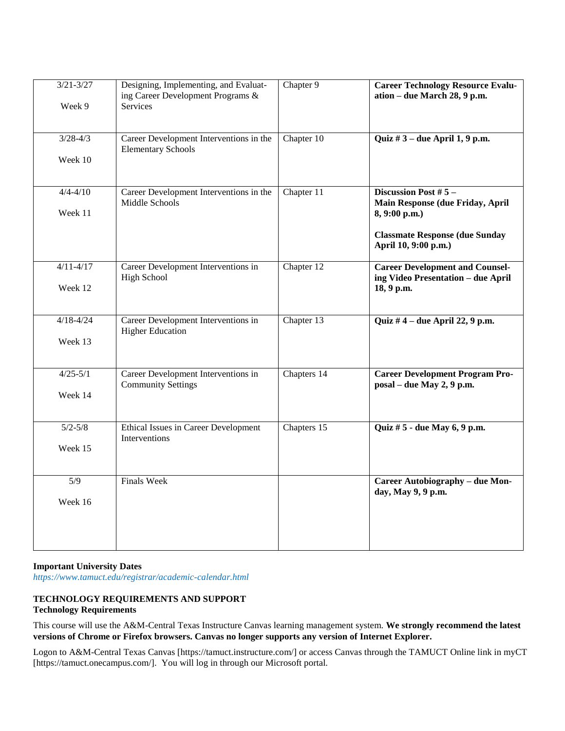| 3/21-3/27<br><br>Week 9 | Designing, Implementing, and Evaluating Career Development Programs & Services | Chapter 9 | **Career Technology Resource Evaluation – due March 28, 9 p.m.** |
|---|---|---|---|
| 3/28-4/3<br><br>Week 10 | Career Development Interventions in the Elementary Schools | Chapter 10 | **Quiz # 3 – due April 1, 9 p.m.** |
| 4/4-4/10<br><br>Week 11 | Career Development Interventions in the Middle Schools | Chapter 11 | **Discussion Post # 5 – Main Response (due Friday, April 8, 9:00 p.m.)**<br><br>**Classmate Response (due Sunday April 10, 9:00 p.m.)** |
| 4/11-4/17<br><br>Week 12 | Career Development Interventions in High School | Chapter 12 | **Career Development and Counseling Video Presentation – due April 18, 9 p.m.** |
| 4/18-4/24<br><br>Week 13 | Career Development Interventions in Higher Education | Chapter 13 | **Quiz # 4 – due April 22, 9 p.m.** |
| 4/25-5/1<br><br>Week 14 | Career Development Interventions in Community Settings | Chapters 14 | **Career Development Program Proposal – due May 2, 9 p.m.** |
| 5/2-5/8<br><br>Week 15 | Ethical Issues in Career Development Interventions | Chapters 15 | **Quiz # 5 - due May 6, 9 p.m.** |
| 5/9<br><br>Week 16 | Finals Week | | **Career Autobiography – due Monday, May 9, 9 p.m.** |

**Important University Dates**
*https://www.tamuct.edu/registrar/academic-calendar.html*

## TECHNOLOGY REQUIREMENTS AND SUPPORT

### Technology Requirements

This course will use the A&M-Central Texas Instructure Canvas learning management system. **We strongly recommend the latest versions of Chrome or Firefox browsers. Canvas no longer supports any version of Internet Explorer.**

Logon to A&M-Central Texas Canvas [https://tamuct.instructure.com/] or access Canvas through the TAMUCT Online link in myCT [https://tamuct.onecampus.com/]. You will log in through our Microsoft portal.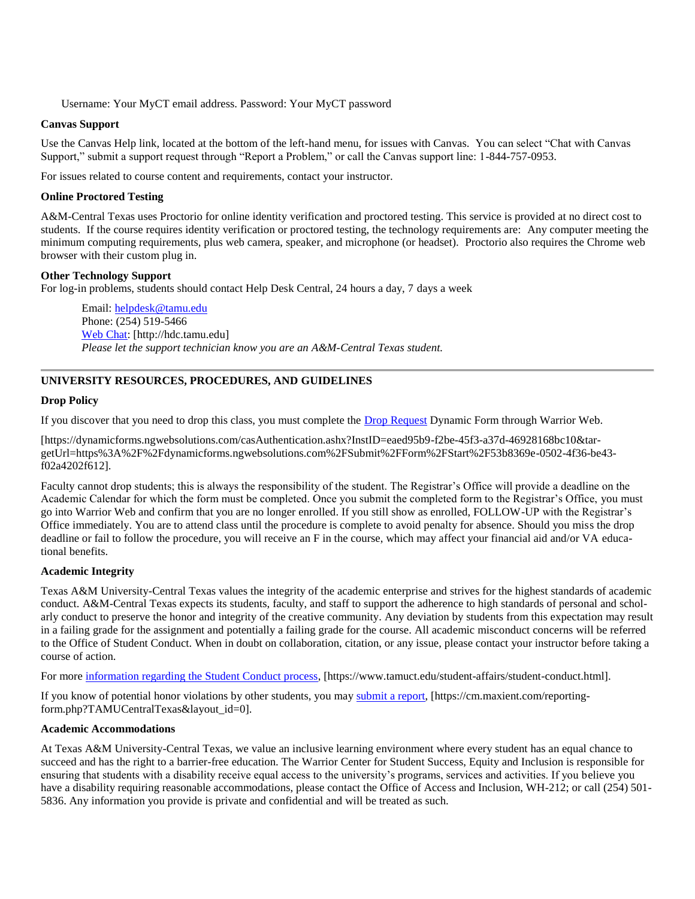Username: Your MyCT email address. Password: Your MyCT password

**Canvas Support**

Use the Canvas Help link, located at the bottom of the left-hand menu, for issues with Canvas. You can select "Chat with Canvas Support," submit a support request through "Report a Problem," or call the Canvas support line: 1-844-757-0953.

For issues related to course content and requirements, contact your instructor.

**Online Proctored Testing**

A&M-Central Texas uses Proctorio for online identity verification and proctored testing. This service is provided at no direct cost to students. If the course requires identity verification or proctored testing, the technology requirements are: Any computer meeting the minimum computing requirements, plus web camera, speaker, and microphone (or headset). Proctorio also requires the Chrome web browser with their custom plug in.

**Other Technology Support**

For log-in problems, students should contact Help Desk Central, 24 hours a day, 7 days a week

Email: helpdesk@tamu.edu
Phone: (254) 519-5466
Web Chat: [http://hdc.tamu.edu]
*Please let the support technician know you are an A&M-Central Texas student.*

---

**UNIVERSITY RESOURCES, PROCEDURES, AND GUIDELINES**

**Drop Policy**

If you discover that you need to drop this class, you must complete the Drop Request Dynamic Form through Warrior Web.

[https://dynamicforms.ngwebsolutions.com/casAuthentication.ashx?InstID=eaed95b9-f2be-45f3-a37d-46928168bc10&targetUrl=https%3A%2F%2Fdynamicforms.ngwebsolutions.com%2FSubmit%2FForm%2FStart%2F53b8369e-0502-4f36-be43-f02a4202f612].

Faculty cannot drop students; this is always the responsibility of the student. The Registrar's Office will provide a deadline on the Academic Calendar for which the form must be completed. Once you submit the completed form to the Registrar's Office, you must go into Warrior Web and confirm that you are no longer enrolled. If you still show as enrolled, FOLLOW-UP with the Registrar's Office immediately. You are to attend class until the procedure is complete to avoid penalty for absence. Should you miss the drop deadline or fail to follow the procedure, you will receive an F in the course, which may affect your financial aid and/or VA educational benefits.

**Academic Integrity**

Texas A&M University-Central Texas values the integrity of the academic enterprise and strives for the highest standards of academic conduct. A&M-Central Texas expects its students, faculty, and staff to support the adherence to high standards of personal and scholarly conduct to preserve the honor and integrity of the creative community. Any deviation by students from this expectation may result in a failing grade for the assignment and potentially a failing grade for the course. All academic misconduct concerns will be referred to the Office of Student Conduct. When in doubt on collaboration, citation, or any issue, please contact your instructor before taking a course of action.

For more information regarding the Student Conduct process, [https://www.tamuct.edu/student-affairs/student-conduct.html].

If you know of potential honor violations by other students, you may submit a report, [https://cm.maxient.com/reporting-form.php?TAMUCentralTexas&layout_id=0].

**Academic Accommodations**

At Texas A&M University-Central Texas, we value an inclusive learning environment where every student has an equal chance to succeed and has the right to a barrier-free education. The Warrior Center for Student Success, Equity and Inclusion is responsible for ensuring that students with a disability receive equal access to the university's programs, services and activities. If you believe you have a disability requiring reasonable accommodations, please contact the Office of Access and Inclusion, WH-212; or call (254) 501-5836. Any information you provide is private and confidential and will be treated as such.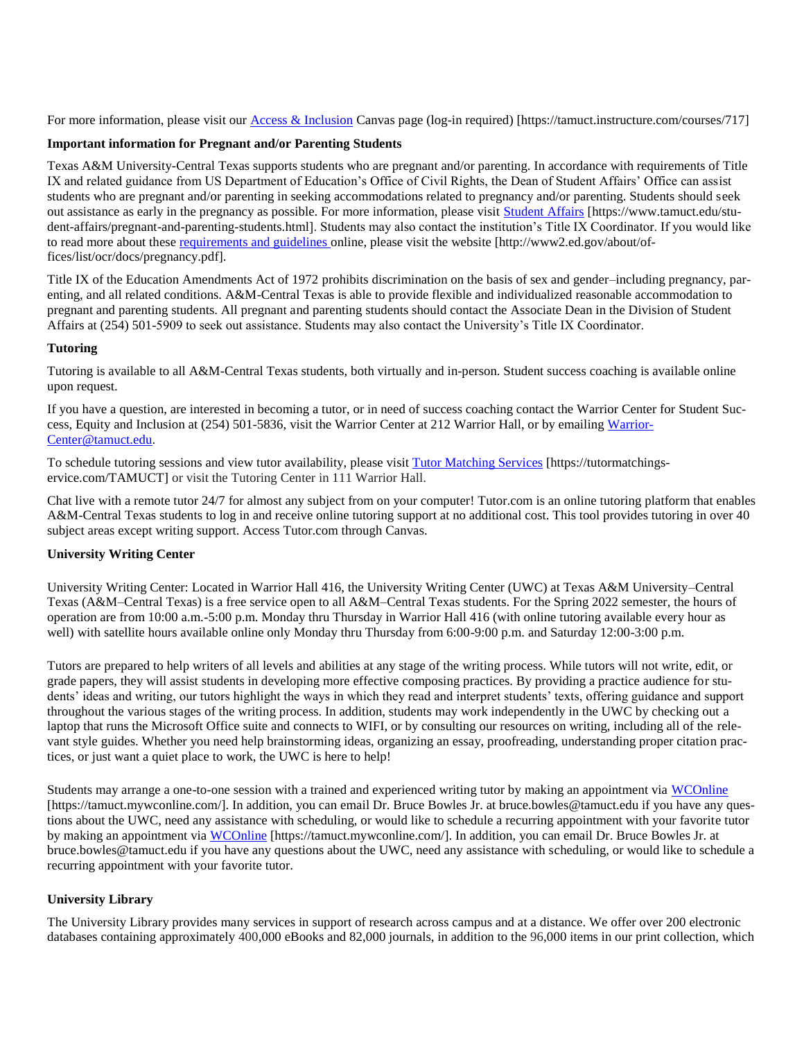For more information, please visit our [Access & Inclusion](https://tamuct.instructure.com/courses/717) Canvas page (log-in required) [https://tamuct.instructure.com/courses/717]

**Important information for Pregnant and/or Parenting Students**

Texas A&M University-Central Texas supports students who are pregnant and/or parenting. In accordance with requirements of Title IX and related guidance from US Department of Education's Office of Civil Rights, the Dean of Student Affairs' Office can assist students who are pregnant and/or parenting in seeking accommodations related to pregnancy and/or parenting. Students should seek out assistance as early in the pregnancy as possible. For more information, please visit [Student Affairs](https://www.tamuct.edu/student-affairs/pregnant-and-parenting-students.html) [https://www.tamuct.edu/student-affairs/pregnant-and-parenting-students.html]. Students may also contact the institution's Title IX Coordinator. If you would like to read more about these [requirements and guidelines](http://www2.ed.gov/about/offices/list/ocr/docs/pregnancy.pdf) online, please visit the website [http://www2.ed.gov/about/offices/list/ocr/docs/pregnancy.pdf].

Title IX of the Education Amendments Act of 1972 prohibits discrimination on the basis of sex and gender–including pregnancy, parenting, and all related conditions. A&M-Central Texas is able to provide flexible and individualized reasonable accommodation to pregnant and parenting students. All pregnant and parenting students should contact the Associate Dean in the Division of Student Affairs at (254) 501-5909 to seek out assistance. Students may also contact the University's Title IX Coordinator.

**Tutoring**

Tutoring is available to all A&M-Central Texas students, both virtually and in-person. Student success coaching is available online upon request.

If you have a question, are interested in becoming a tutor, or in need of success coaching contact the Warrior Center for Student Success, Equity and Inclusion at (254) 501-5836, visit the Warrior Center at 212 Warrior Hall, or by emailing [WarriorCenter@tamuct.edu](mailto:WarriorCenter@tamuct.edu).

To schedule tutoring sessions and view tutor availability, please visit [Tutor Matching Services](https://tutormatchingservice.com/TAMUCT) [https://tutormatchingservice.com/TAMUCT] or visit the Tutoring Center in 111 Warrior Hall.

Chat live with a remote tutor 24/7 for almost any subject from on your computer! Tutor.com is an online tutoring platform that enables A&M-Central Texas students to log in and receive online tutoring support at no additional cost. This tool provides tutoring in over 40 subject areas except writing support. Access Tutor.com through Canvas.

**University Writing Center**

University Writing Center: Located in Warrior Hall 416, the University Writing Center (UWC) at Texas A&M University–Central Texas (A&M–Central Texas) is a free service open to all A&M–Central Texas students. For the Spring 2022 semester, the hours of operation are from 10:00 a.m.-5:00 p.m. Monday thru Thursday in Warrior Hall 416 (with online tutoring available every hour as well) with satellite hours available online only Monday thru Thursday from 6:00-9:00 p.m. and Saturday 12:00-3:00 p.m.

Tutors are prepared to help writers of all levels and abilities at any stage of the writing process. While tutors will not write, edit, or grade papers, they will assist students in developing more effective composing practices. By providing a practice audience for students' ideas and writing, our tutors highlight the ways in which they read and interpret students' texts, offering guidance and support throughout the various stages of the writing process. In addition, students may work independently in the UWC by checking out a laptop that runs the Microsoft Office suite and connects to WIFI, or by consulting our resources on writing, including all of the relevant style guides. Whether you need help brainstorming ideas, organizing an essay, proofreading, understanding proper citation practices, or just want a quiet place to work, the UWC is here to help!

Students may arrange a one-to-one session with a trained and experienced writing tutor by making an appointment via [WCOnline](https://tamuct.mywconline.com/) [https://tamuct.mywconline.com/]. In addition, you can email Dr. Bruce Bowles Jr. at bruce.bowles@tamuct.edu if you have any questions about the UWC, need any assistance with scheduling, or would like to schedule a recurring appointment with your favorite tutor by making an appointment via [WCOnline](https://tamuct.mywconline.com/) [https://tamuct.mywconline.com/]. In addition, you can email Dr. Bruce Bowles Jr. at bruce.bowles@tamuct.edu if you have any questions about the UWC, need any assistance with scheduling, or would like to schedule a recurring appointment with your favorite tutor.

**University Library**

The University Library provides many services in support of research across campus and at a distance. We offer over 200 electronic databases containing approximately 400,000 eBooks and 82,000 journals, in addition to the 96,000 items in our print collection, which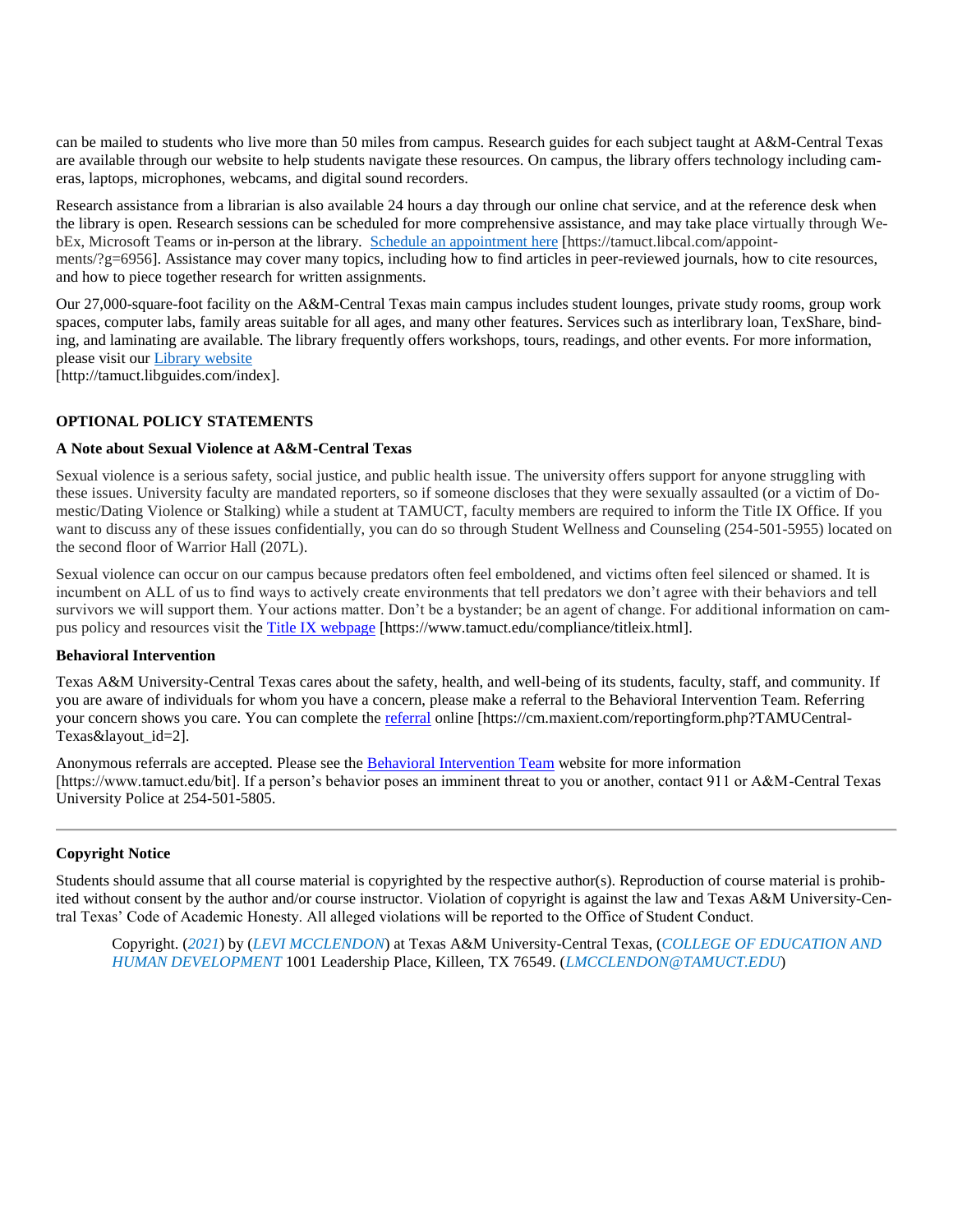can be mailed to students who live more than 50 miles from campus. Research guides for each subject taught at A&M-Central Texas are available through our website to help students navigate these resources. On campus, the library offers technology including cameras, laptops, microphones, webcams, and digital sound recorders.

Research assistance from a librarian is also available 24 hours a day through our online chat service, and at the reference desk when the library is open. Research sessions can be scheduled for more comprehensive assistance, and may take place virtually through WebEx, Microsoft Teams or in-person at the library. Schedule an appointment here [https://tamuct.libcal.com/appointments/?g=6956]. Assistance may cover many topics, including how to find articles in peer-reviewed journals, how to cite resources, and how to piece together research for written assignments.

Our 27,000-square-foot facility on the A&M-Central Texas main campus includes student lounges, private study rooms, group work spaces, computer labs, family areas suitable for all ages, and many other features. Services such as interlibrary loan, TexShare, binding, and laminating are available. The library frequently offers workshops, tours, readings, and other events. For more information, please visit our Library website [http://tamuct.libguides.com/index].

**OPTIONAL POLICY STATEMENTS**

**A Note about Sexual Violence at A&M-Central Texas**

Sexual violence is a serious safety, social justice, and public health issue. The university offers support for anyone struggling with these issues. University faculty are mandated reporters, so if someone discloses that they were sexually assaulted (or a victim of Domestic/Dating Violence or Stalking) while a student at TAMUCT, faculty members are required to inform the Title IX Office. If you want to discuss any of these issues confidentially, you can do so through Student Wellness and Counseling (254-501-5955) located on the second floor of Warrior Hall (207L).

Sexual violence can occur on our campus because predators often feel emboldened, and victims often feel silenced or shamed. It is incumbent on ALL of us to find ways to actively create environments that tell predators we don't agree with their behaviors and tell survivors we will support them. Your actions matter. Don't be a bystander; be an agent of change. For additional information on campus policy and resources visit the Title IX webpage [https://www.tamuct.edu/compliance/titleix.html].

**Behavioral Intervention**

Texas A&M University-Central Texas cares about the safety, health, and well-being of its students, faculty, staff, and community. If you are aware of individuals for whom you have a concern, please make a referral to the Behavioral Intervention Team. Referring your concern shows you care. You can complete the referral online [https://cm.maxient.com/reportingform.php?TAMUCentral-Texas&layout_id=2].

Anonymous referrals are accepted. Please see the Behavioral Intervention Team website for more information [https://www.tamuct.edu/bit]. If a person's behavior poses an imminent threat to you or another, contact 911 or A&M-Central Texas University Police at 254-501-5805.

---

**Copyright Notice**

Students should assume that all course material is copyrighted by the respective author(s). Reproduction of course material is prohibited without consent by the author and/or course instructor. Violation of copyright is against the law and Texas A&M University-Central Texas' Code of Academic Honesty. All alleged violations will be reported to the Office of Student Conduct.

Copyright. (*2021*) by (*LEVI MCCLENDON*) at Texas A&M University-Central Texas, (*COLLEGE OF EDUCATION AND HUMAN DEVELOPMENT* 1001 Leadership Place, Killeen, TX 76549. (*LMCCLENDON@TAMUCT.EDU*)